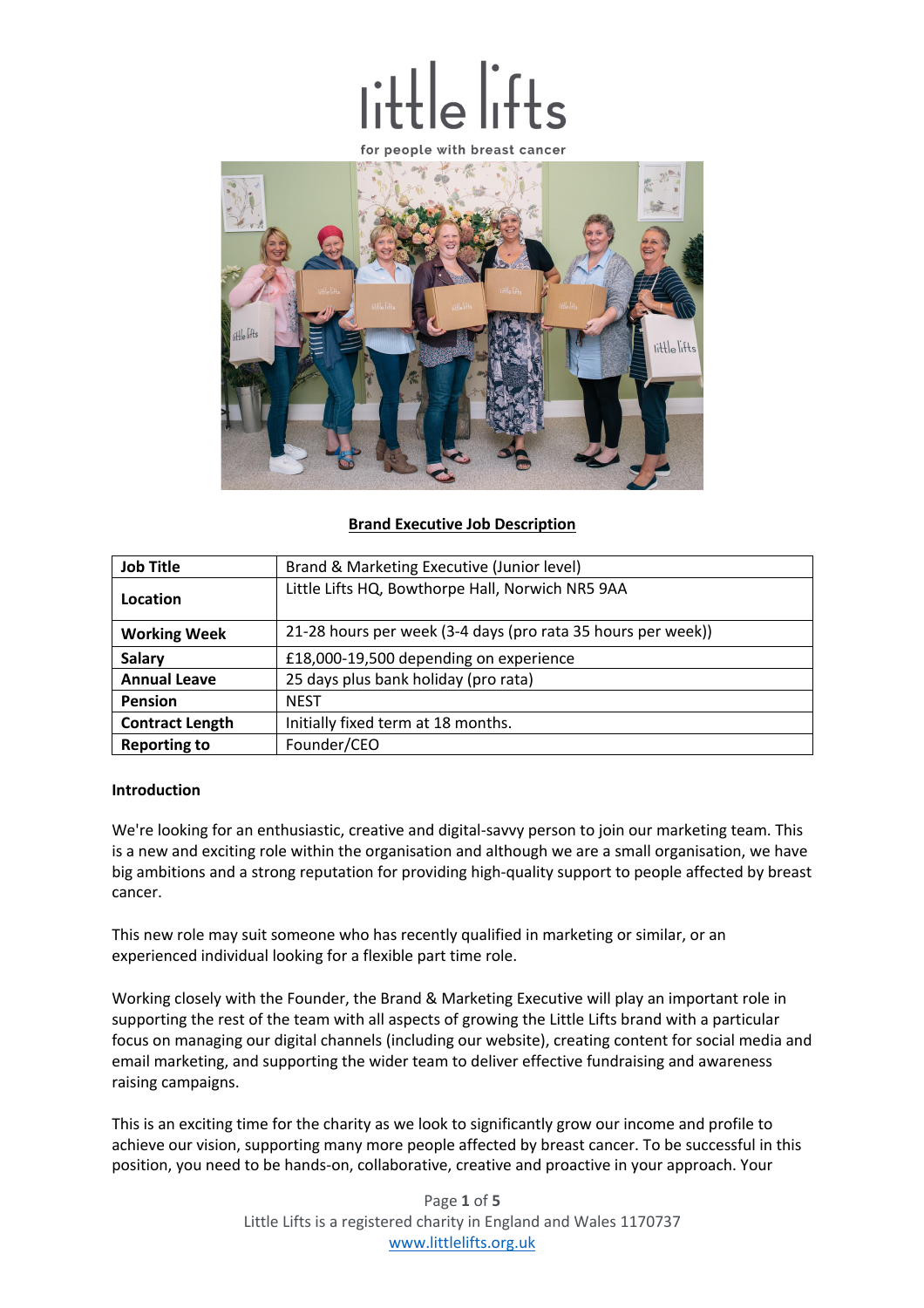little lifts

for people with breast cancer

## Brand Executive Job Description

| | |
|---|---|
| **Job Title** | Brand & Marketing Executive (Junior level) |
| **Location** | Little Lifts HQ, Bowthorpe Hall, Norwich NR5 9AA |
| **Working Week** | 21-28 hours per week (3-4 days (pro rata 35 hours per week)) |
| **Salary** | £18,000-19,500 depending on experience |
| **Annual Leave** | 25 days plus bank holiday (pro rata) |
| **Pension** | NEST |
| **Contract Length** | Initially fixed term at 18 months. |
| **Reporting to** | Founder/CEO |

**Introduction**

We're looking for an enthusiastic, creative and digital-savvy person to join our marketing team. This is a new and exciting role within the organisation and although we are a small organisation, we have big ambitions and a strong reputation for providing high-quality support to people affected by breast cancer.

This new role may suit someone who has recently qualified in marketing or similar, or an experienced individual looking for a flexible part time role.

Working closely with the Founder, the Brand & Marketing Executive will play an important role in supporting the rest of the team with all aspects of growing the Little Lifts brand with a particular focus on managing our digital channels (including our website), creating content for social media and email marketing, and supporting the wider team to deliver effective fundraising and awareness raising campaigns.

This is an exciting time for the charity as we look to significantly grow our income and profile to achieve our vision, supporting many more people affected by breast cancer. To be successful in this position, you need to be hands-on, collaborative, creative and proactive in your approach. Your

Little Lifts is a registered charity in England and Wales 1170737

www.littlelifts.org.uk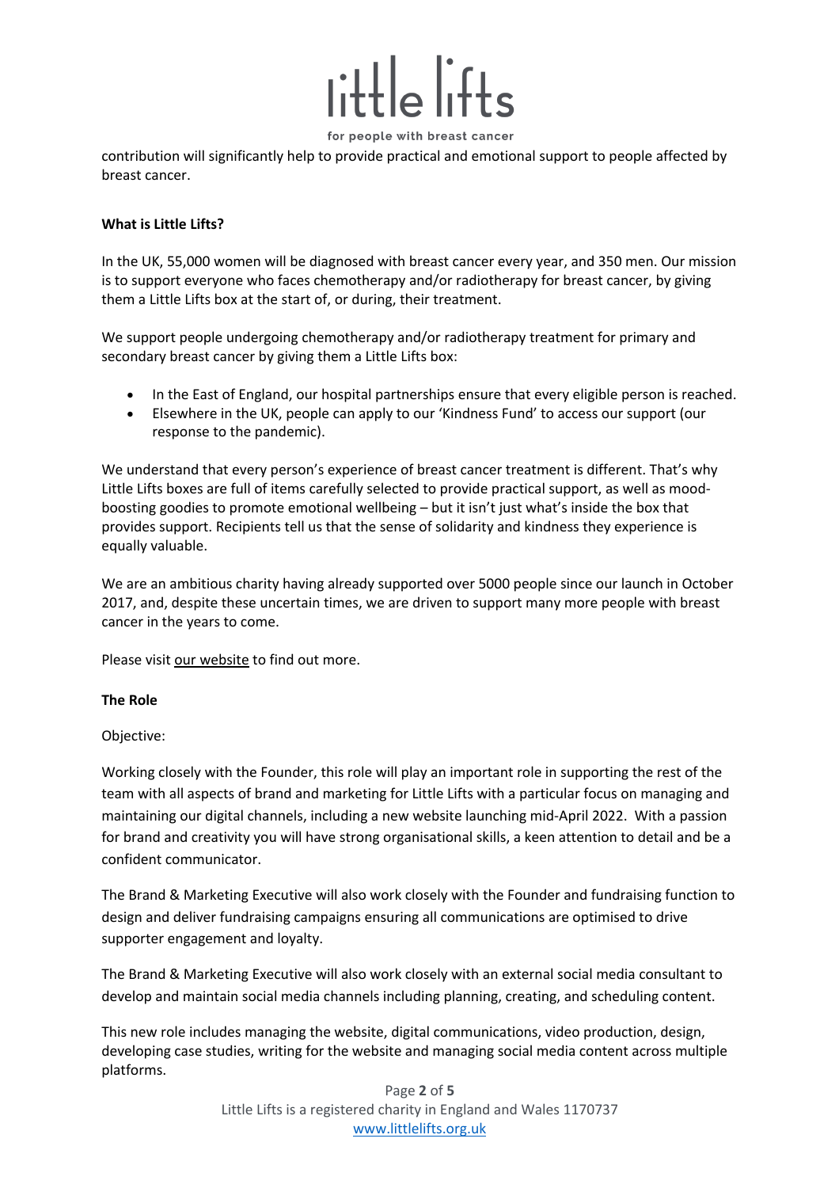contribution will significantly help to provide practical and emotional support to people affected by breast cancer.

**What is Little Lifts?**

In the UK, 55,000 women will be diagnosed with breast cancer every year, and 350 men. Our mission is to support everyone who faces chemotherapy and/or radiotherapy for breast cancer, by giving them a Little Lifts box at the start of, or during, their treatment.

We support people undergoing chemotherapy and/or radiotherapy treatment for primary and secondary breast cancer by giving them a Little Lifts box:

- In the East of England, our hospital partnerships ensure that every eligible person is reached.
- Elsewhere in the UK, people can apply to our 'Kindness Fund' to access our support (our response to the pandemic).

We understand that every person's experience of breast cancer treatment is different. That's why Little Lifts boxes are full of items carefully selected to provide practical support, as well as mood-boosting goodies to promote emotional wellbeing – but it isn't just what's inside the box that provides support. Recipients tell us that the sense of solidarity and kindness they experience is equally valuable.

We are an ambitious charity having already supported over 5000 people since our launch in October 2017, and, despite these uncertain times, we are driven to support many more people with breast cancer in the years to come.

Please visit our website to find out more.

**The Role**

Objective:

Working closely with the Founder, this role will play an important role in supporting the rest of the team with all aspects of brand and marketing for Little Lifts with a particular focus on managing and maintaining our digital channels, including a new website launching mid-April 2022. With a passion for brand and creativity you will have strong organisational skills, a keen attention to detail and be a confident communicator.

The Brand & Marketing Executive will also work closely with the Founder and fundraising function to design and deliver fundraising campaigns ensuring all communications are optimised to drive supporter engagement and loyalty.

The Brand & Marketing Executive will also work closely with an external social media consultant to develop and maintain social media channels including planning, creating, and scheduling content.

This new role includes managing the website, digital communications, video production, design, developing case studies, writing for the website and managing social media content across multiple platforms.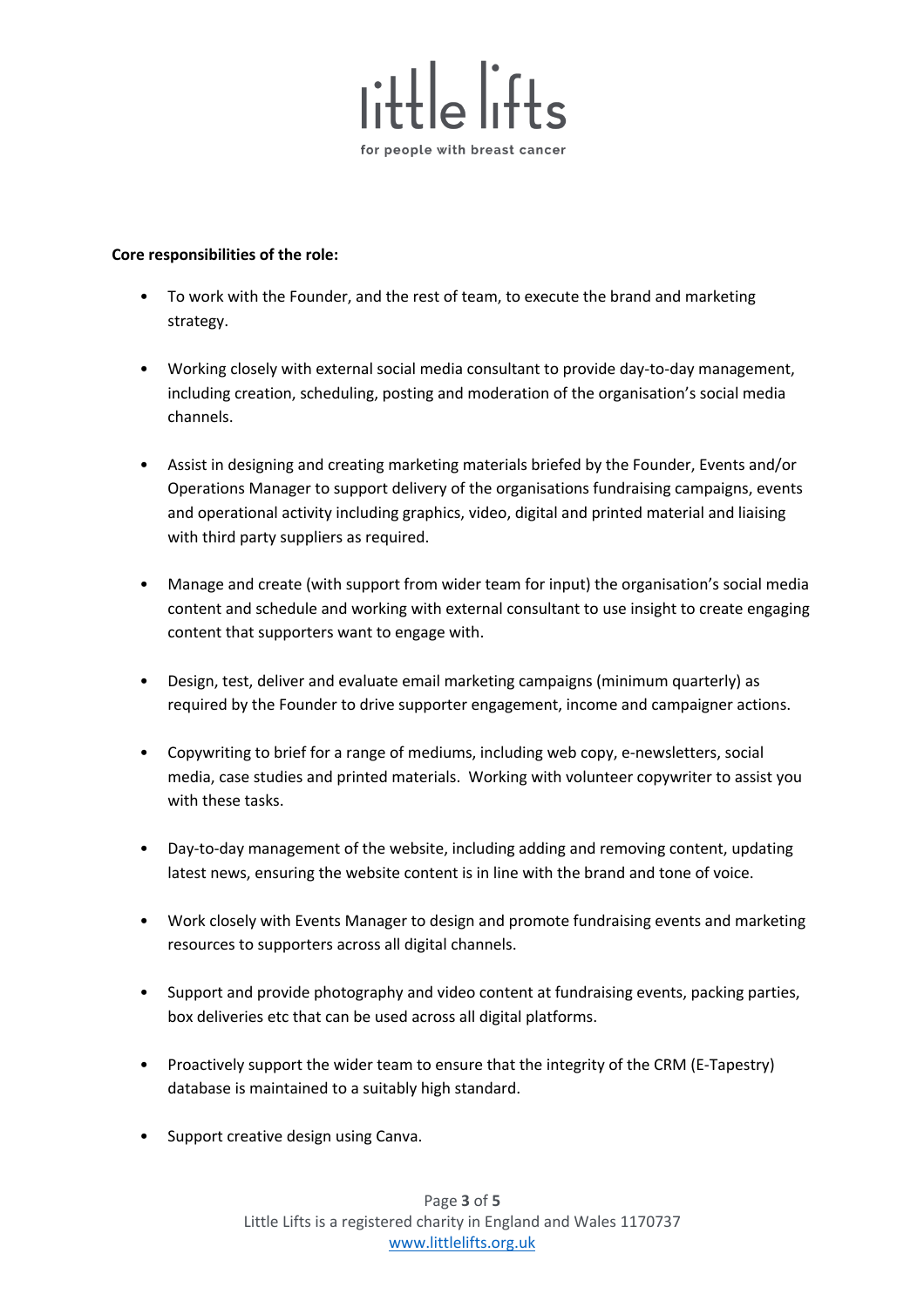**Core responsibilities of the role:**

- To work with the Founder, and the rest of team, to execute the brand and marketing strategy.
- Working closely with external social media consultant to provide day-to-day management, including creation, scheduling, posting and moderation of the organisation's social media channels.
- Assist in designing and creating marketing materials briefed by the Founder, Events and/or Operations Manager to support delivery of the organisations fundraising campaigns, events and operational activity including graphics, video, digital and printed material and liaising with third party suppliers as required.
- Manage and create (with support from wider team for input) the organisation's social media content and schedule and working with external consultant to use insight to create engaging content that supporters want to engage with.
- Design, test, deliver and evaluate email marketing campaigns (minimum quarterly) as required by the Founder to drive supporter engagement, income and campaigner actions.
- Copywriting to brief for a range of mediums, including web copy, e-newsletters, social media, case studies and printed materials. Working with volunteer copywriter to assist you with these tasks.
- Day-to-day management of the website, including adding and removing content, updating latest news, ensuring the website content is in line with the brand and tone of voice.
- Work closely with Events Manager to design and promote fundraising events and marketing resources to supporters across all digital channels.
- Support and provide photography and video content at fundraising events, packing parties, box deliveries etc that can be used across all digital platforms.
- Proactively support the wider team to ensure that the integrity of the CRM (E-Tapestry) database is maintained to a suitably high standard.
- Support creative design using Canva.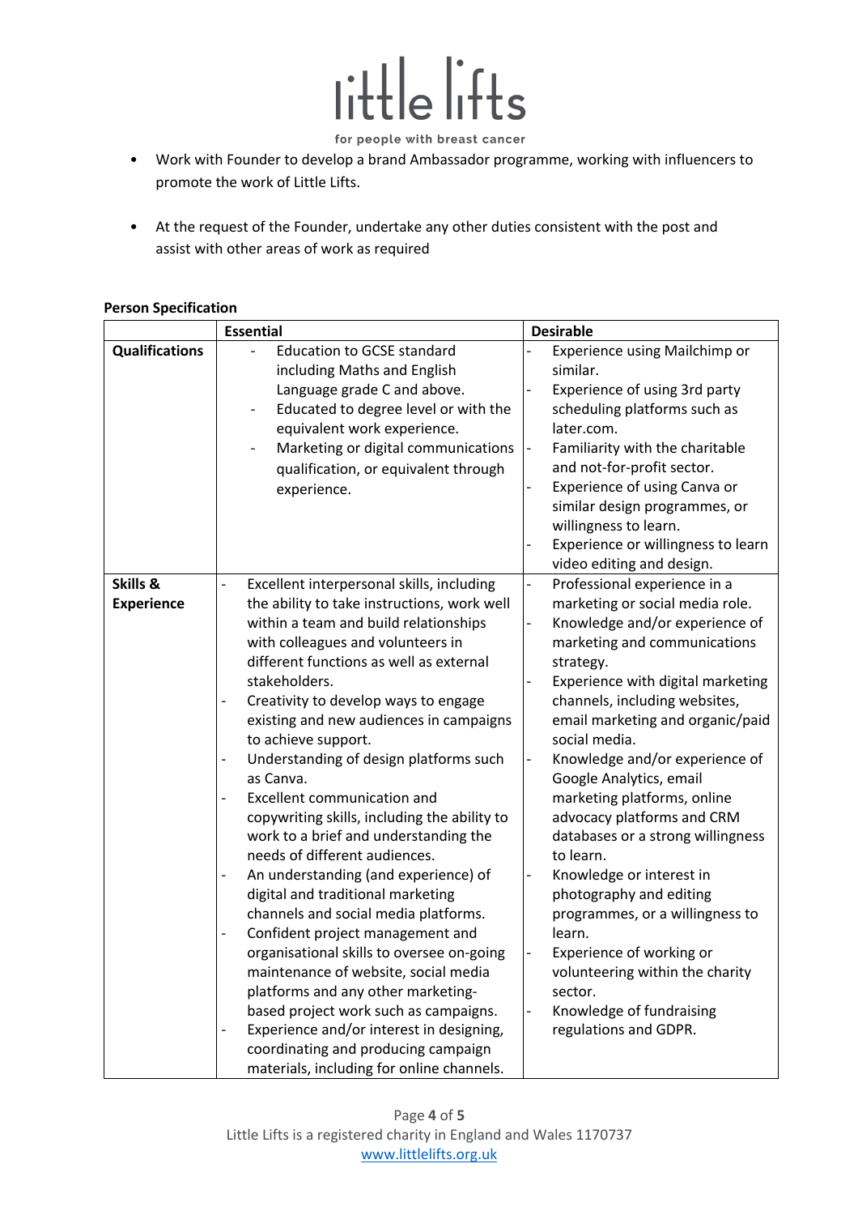- Work with Founder to develop a brand Ambassador programme, working with influencers to promote the work of Little Lifts.

- At the request of the Founder, undertake any other duties consistent with the post and assist with other areas of work as required

**Person Specification**

| | **Essential** | **Desirable** |
|---|---|---|
| **Qualifications** | - Education to GCSE standard including Maths and English Language grade C and above.<br>- Educated to degree level or with the equivalent work experience.<br>- Marketing or digital communications qualification, or equivalent through experience. | - Experience using Mailchimp or similar.<br>- Experience of using 3rd party scheduling platforms such as later.com.<br>- Familiarity with the charitable and not-for-profit sector.<br>- Experience of using Canva or similar design programmes, or willingness to learn.<br>- Experience or willingness to learn video editing and design. |
| **Skills & Experience** | - Excellent interpersonal skills, including the ability to take instructions, work well within a team and build relationships with colleagues and volunteers in different functions as well as external stakeholders.<br>- Creativity to develop ways to engage existing and new audiences in campaigns to achieve support.<br>- Understanding of design platforms such as Canva.<br>- Excellent communication and copywriting skills, including the ability to work to a brief and understanding the needs of different audiences.<br>- An understanding (and experience) of digital and traditional marketing channels and social media platforms.<br>- Confident project management and organisational skills to oversee on-going maintenance of website, social media platforms and any other marketing-based project work such as campaigns.<br>- Experience and/or interest in designing, coordinating and producing campaign materials, including for online channels. | - Professional experience in a marketing or social media role.<br>- Knowledge and/or experience of marketing and communications strategy.<br>- Experience with digital marketing channels, including websites, email marketing and organic/paid social media.<br>- Knowledge and/or experience of Google Analytics, email marketing platforms, online advocacy platforms and CRM databases or a strong willingness to learn.<br>- Knowledge or interest in photography and editing programmes, or a willingness to learn.<br>- Experience of working or volunteering within the charity sector.<br>- Knowledge of fundraising regulations and GDPR. |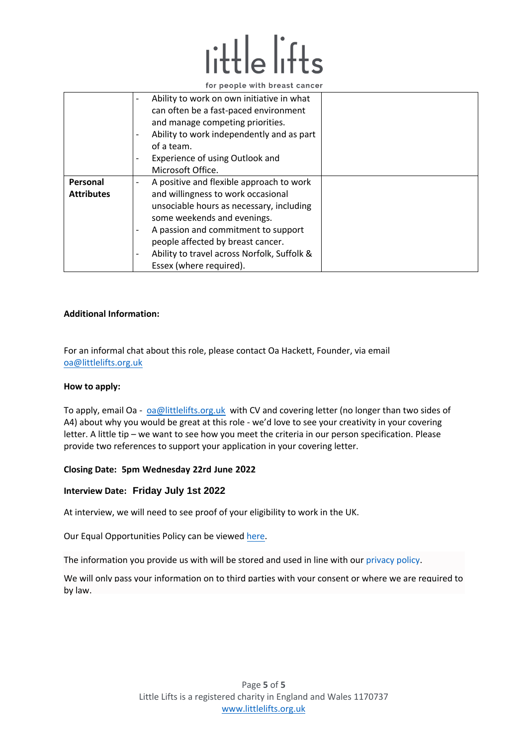| | | |
|---|---|---|
| | - Ability to work on own initiative in what can often be a fast-paced environment and manage competing priorities.<br>- Ability to work independently and as part of a team.<br>- Experience of using Outlook and Microsoft Office. | |
| **Personal Attributes** | - A positive and flexible approach to work and willingness to work occasional unsociable hours as necessary, including some weekends and evenings.<br>- A passion and commitment to support people affected by breast cancer.<br>- Ability to travel across Norfolk, Suffolk & Essex (where required). | |

**Additional Information:**

For an informal chat about this role, please contact Oa Hackett, Founder, via email oa@littlelifts.org.uk

**How to apply:**

To apply, email Oa - oa@littlelifts.org.uk with CV and covering letter (no longer than two sides of A4) about why you would be great at this role - we'd love to see your creativity in your covering letter. A little tip – we want to see how you meet the criteria in our person specification. Please provide two references to support your application in your covering letter.

**Closing Date: 5pm Wednesday 22rd June 2022**

**Interview Date: Friday July 1st 2022**

At interview, we will need to see proof of your eligibility to work in the UK.

Our Equal Opportunities Policy can be viewed here.

The information you provide us with will be stored and used in line with our privacy policy.

We will only pass your information on to third parties with your consent or where we are required to by law.

Little Lifts is a registered charity in England and Wales 1170737
www.littlelifts.org.uk